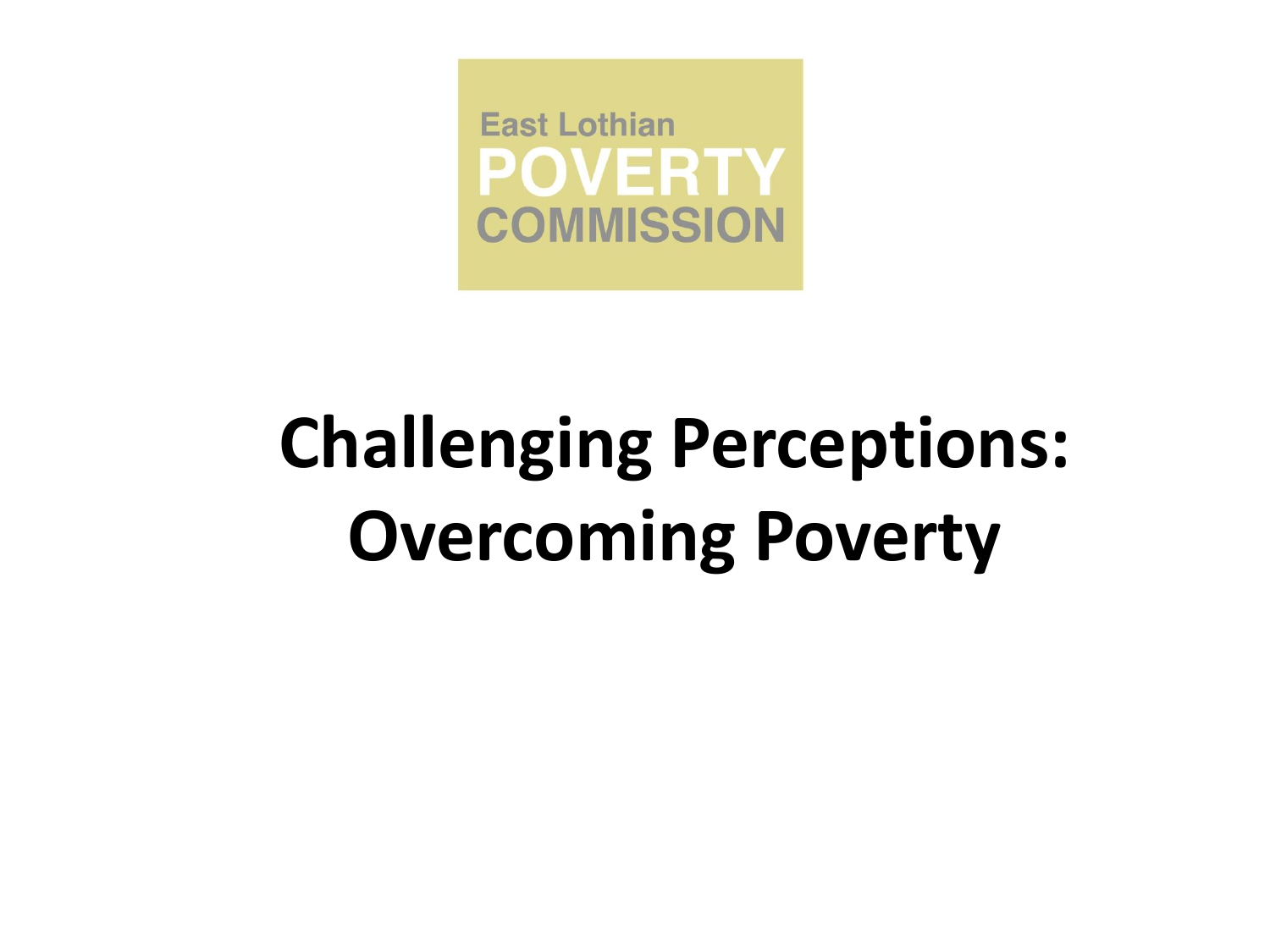East Lothian
POVERTY
COMMISSION

# Challenging Perceptions: Overcoming Poverty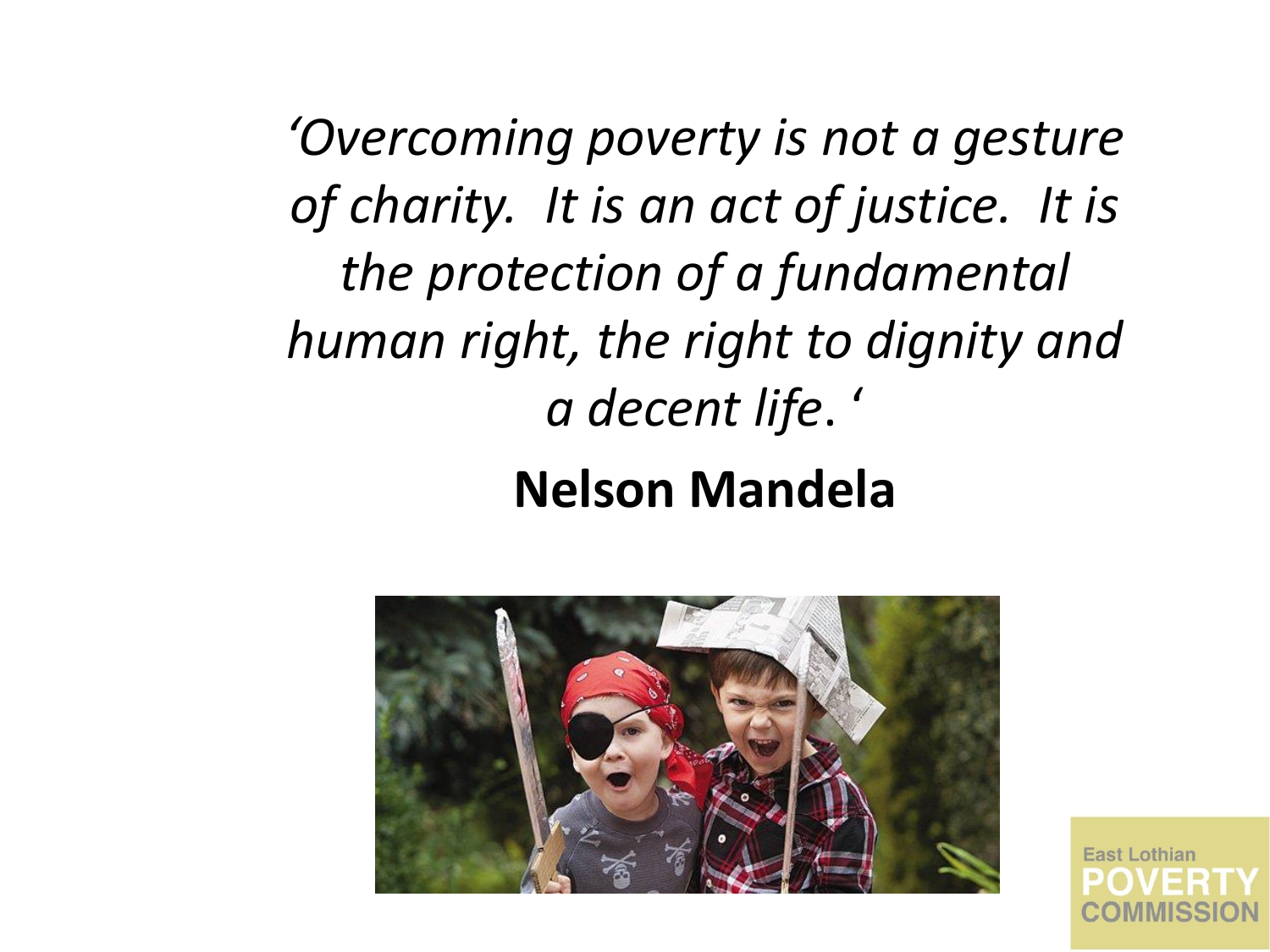*'Overcoming poverty is not a gesture of charity. It is an act of justice. It is the protection of a fundamental human right, the right to dignity and a decent life.'*

**Nelson Mandela**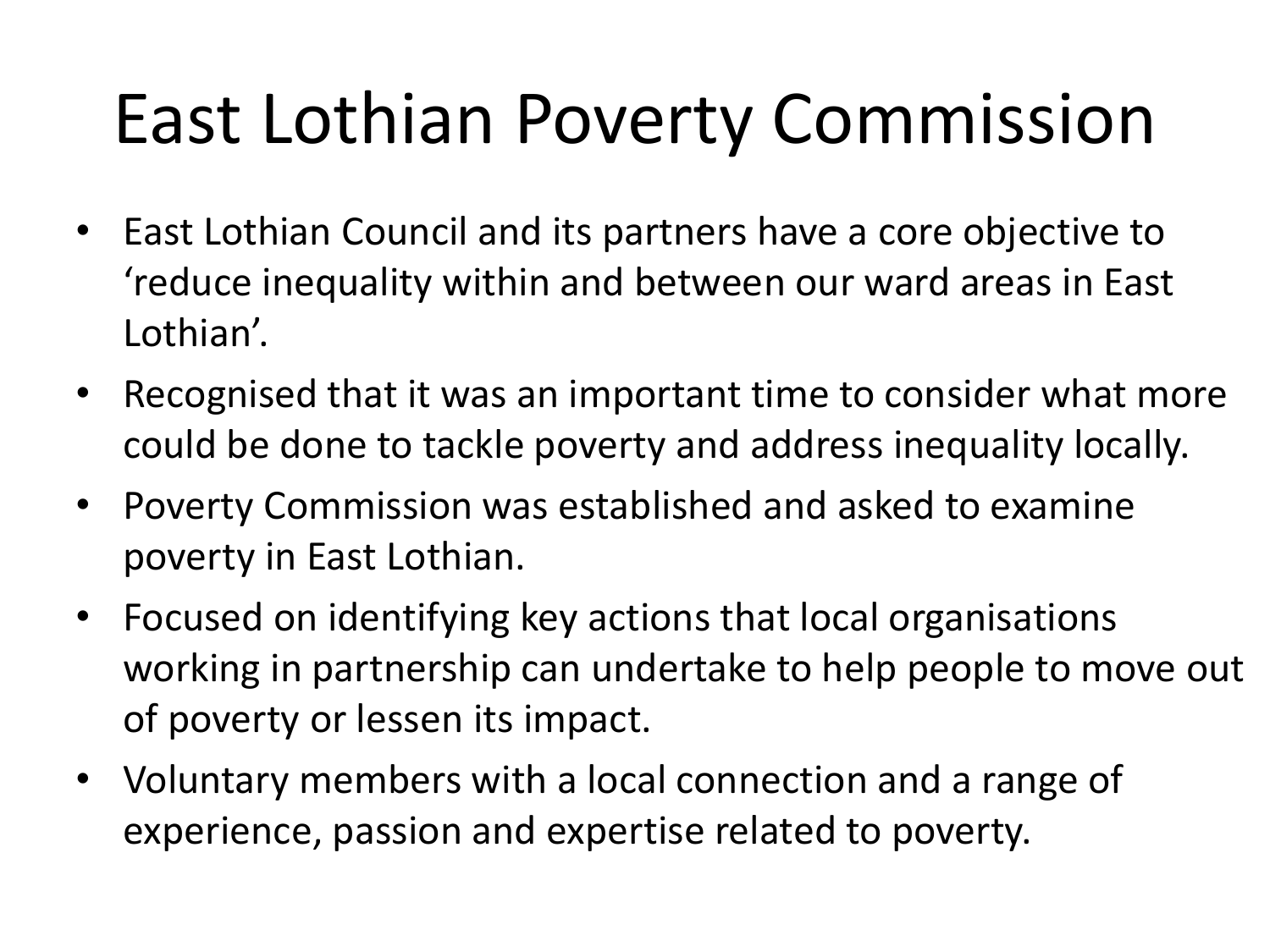# East Lothian Poverty Commission

- East Lothian Council and its partners have a core objective to 'reduce inequality within and between our ward areas in East Lothian'.
- Recognised that it was an important time to consider what more could be done to tackle poverty and address inequality locally.
- Poverty Commission was established and asked to examine poverty in East Lothian.
- Focused on identifying key actions that local organisations working in partnership can undertake to help people to move out of poverty or lessen its impact.
- Voluntary members with a local connection and a range of experience, passion and expertise related to poverty.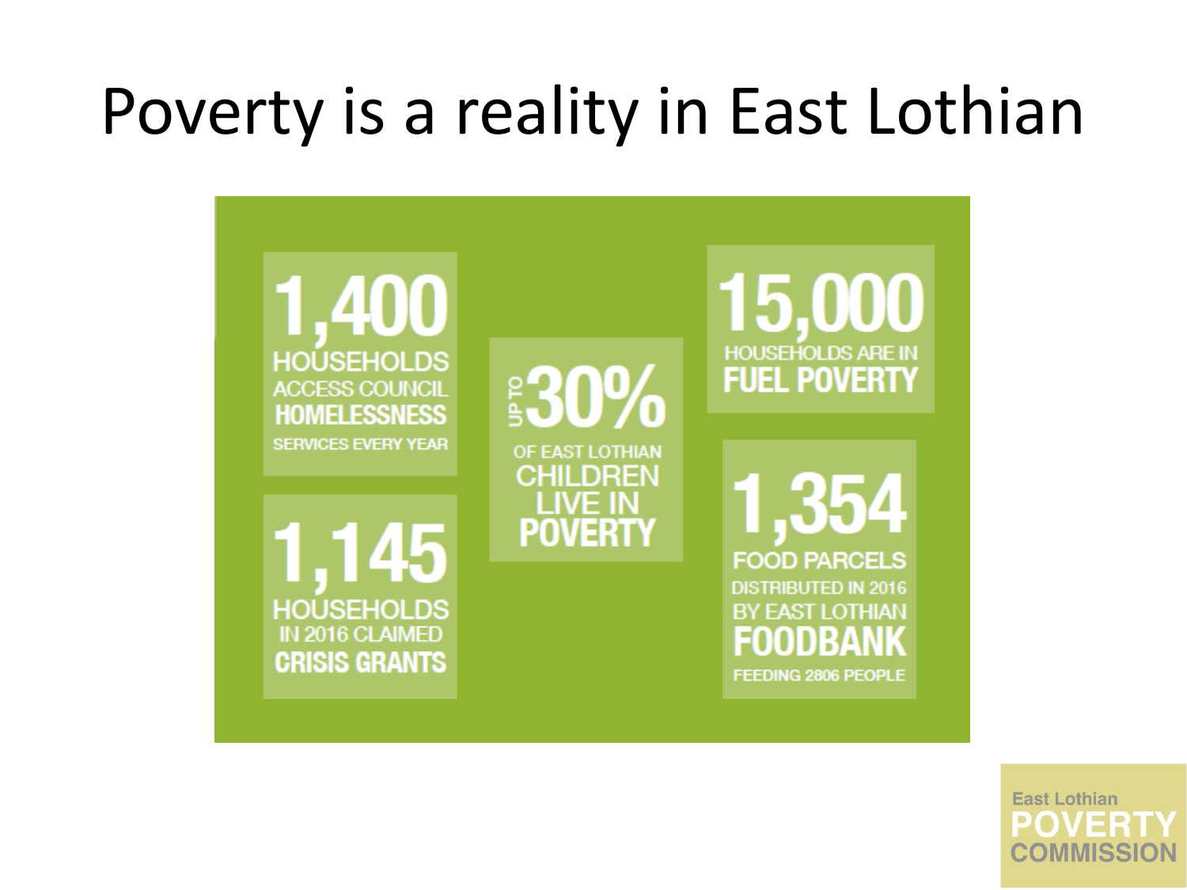# Poverty is a reality in East Lothian

**1,400** HOUSEHOLDS ACCESS COUNCIL **HOMELESSNESS** SERVICES EVERY YEAR

**1,145** HOUSEHOLDS IN 2016 CLAIMED **CRISIS GRANTS**

UP TO **30%** OF EAST LOTHIAN CHILDREN LIVE IN **POVERTY**

**15,000** HOUSEHOLDS ARE IN **FUEL POVERTY**

**1,354** FOOD PARCELS DISTRIBUTED IN 2016 BY EAST LOTHIAN **FOODBANK** FEEDING 2806 PEOPLE

East Lothian **POVERTY** COMMISSION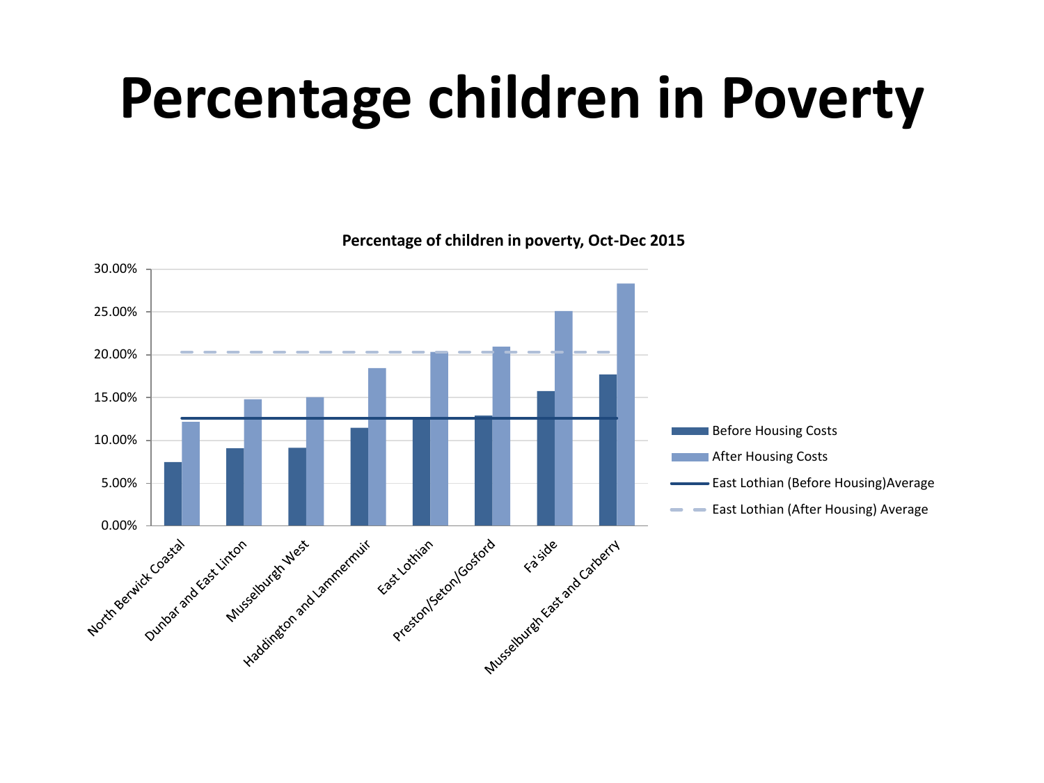# Percentage children in Poverty

**Percentage of children in poverty, Oct-Dec 2015**

Legend: Before Housing Costs; After Housing Costs; East Lothian (Before Housing)Average; East Lothian (After Housing) Average

Y-axis: 0.00%, 5.00%, 10.00%, 15.00%, 20.00%, 25.00%, 30.00%

X-axis: North Berwick Coastal, Dunbar and East Linton, Musselburgh West, Haddington and Lammermuir, East Lothian, Preston/Seton/Gosford, Fa'side, Musselburgh East and Carberry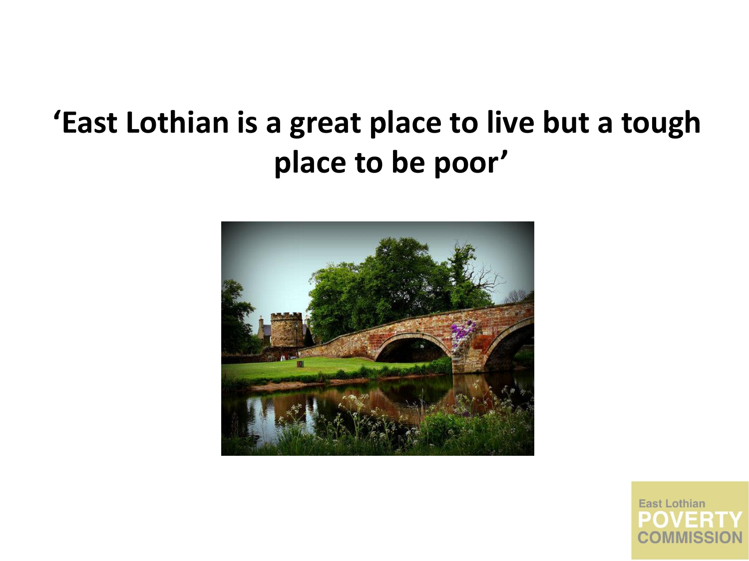# 'East Lothian is a great place to live but a tough place to be poor'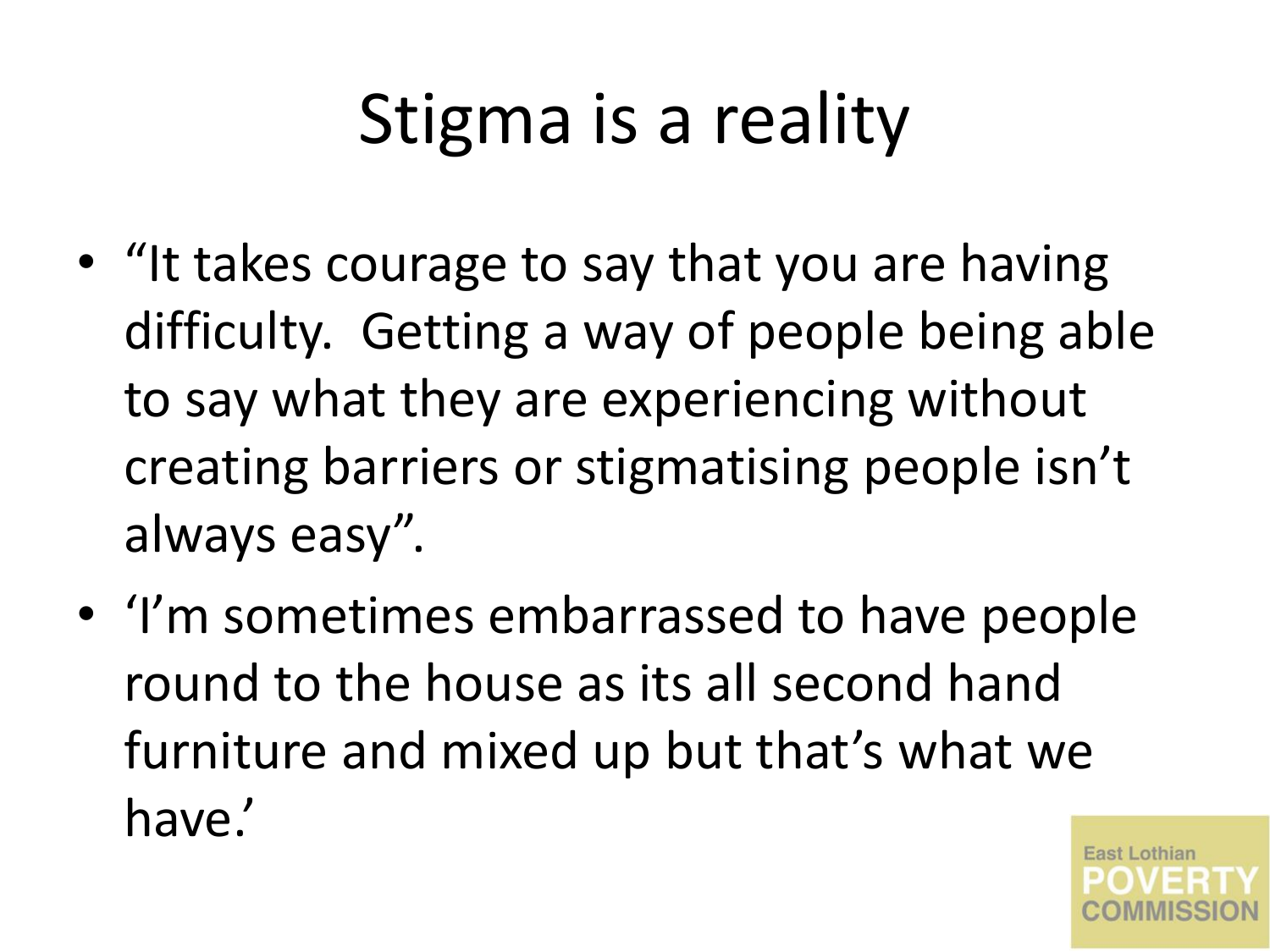# Stigma is a reality

- "It takes courage to say that you are having difficulty.  Getting a way of people being able to say what they are experiencing without creating barriers or stigmatising people isn't always easy".
- 'I'm sometimes embarrassed to have people round to the house as its all second hand furniture and mixed up but that's what we have.'

East Lothian POVERTY COMMISSION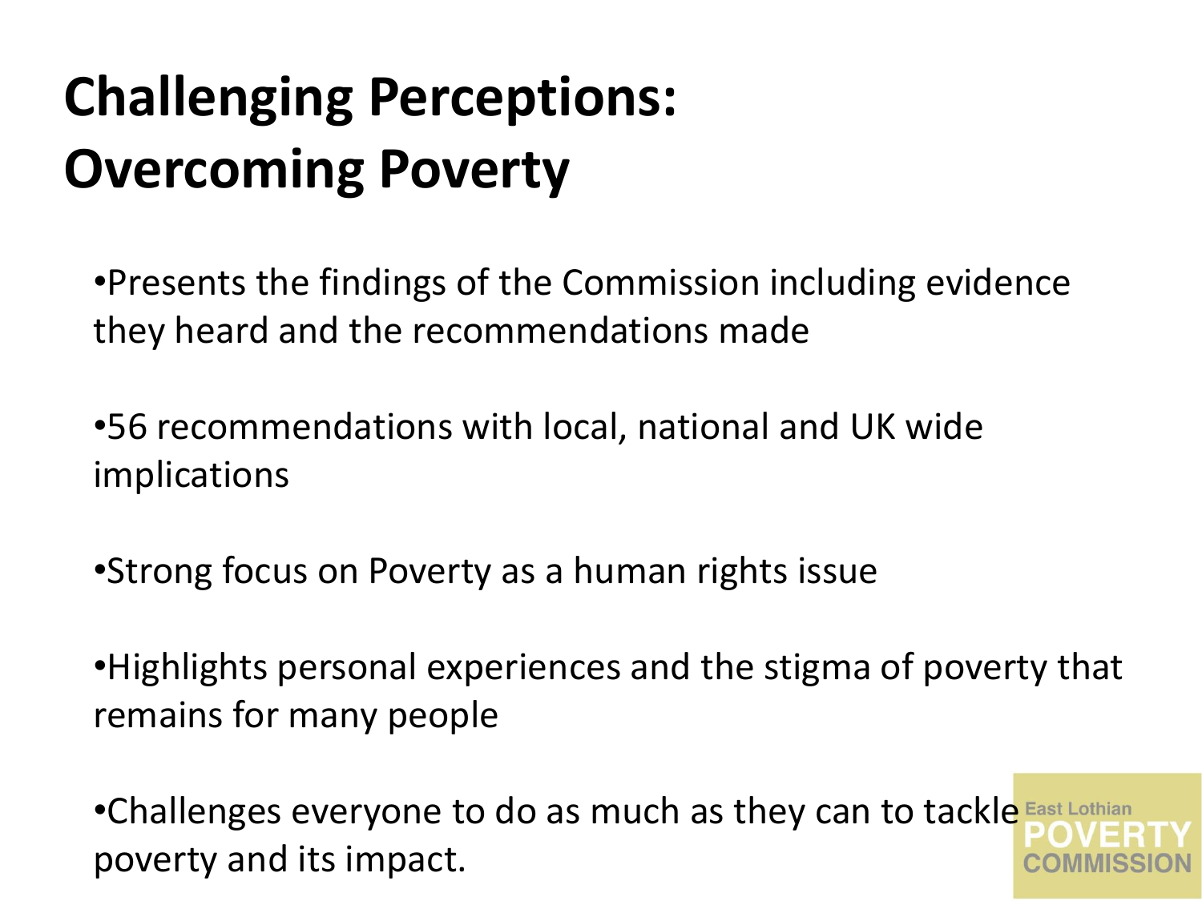# Challenging Perceptions: Overcoming Poverty

- Presents the findings of the Commission including evidence they heard and the recommendations made
- 56 recommendations with local, national and UK wide implications
- Strong focus on Poverty as a human rights issue
- Highlights personal experiences and the stigma of poverty that remains for many people
- Challenges everyone to do as much as they can to tackle poverty and its impact.

East Lothian POVERTY COMMISSION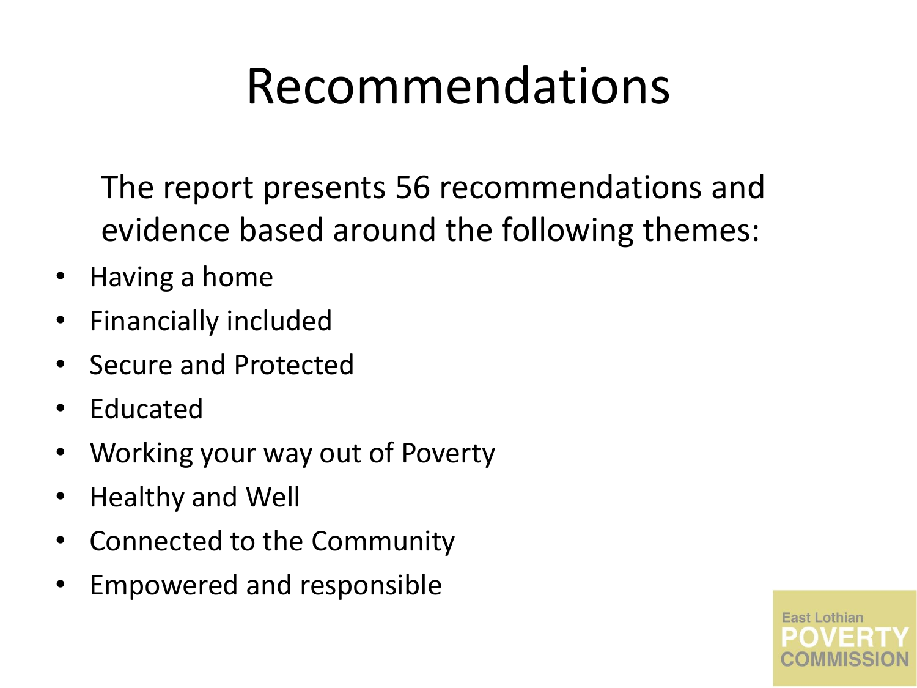# Recommendations

The report presents 56 recommendations and evidence based around the following themes:

- Having a home
- Financially included
- Secure and Protected
- Educated
- Working your way out of Poverty
- Healthy and Well
- Connected to the Community
- Empowered and responsible

East Lothian POVERTY COMMISSION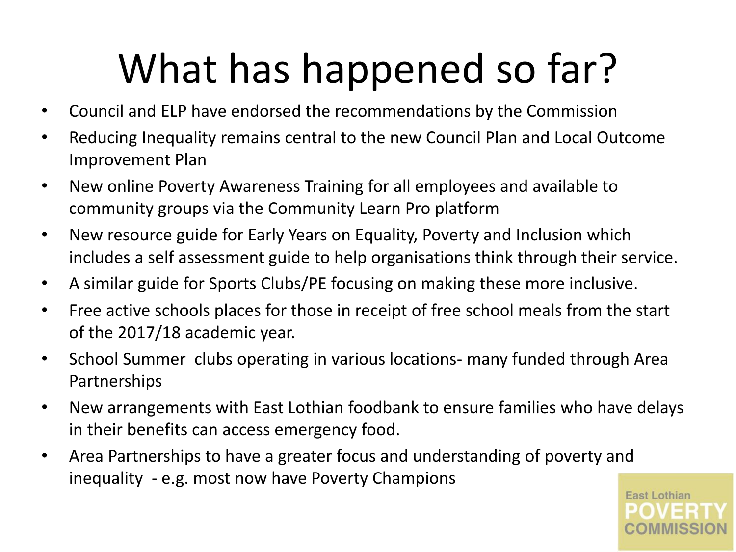# What has happened so far?

- Council and ELP have endorsed the recommendations by the Commission
- Reducing Inequality remains central to the new Council Plan and Local Outcome Improvement Plan
- New online Poverty Awareness Training for all employees and available to community groups via the Community Learn Pro platform
- New resource guide for Early Years on Equality, Poverty and Inclusion which includes a self assessment guide to help organisations think through their service.
- A similar guide for Sports Clubs/PE focusing on making these more inclusive.
- Free active schools places for those in receipt of free school meals from the start of the 2017/18 academic year.
- School Summer clubs operating in various locations- many funded through Area Partnerships
- New arrangements with East Lothian foodbank to ensure families who have delays in their benefits can access emergency food.
- Area Partnerships to have a greater focus and understanding of poverty and inequality - e.g. most now have Poverty Champions

East Lothian POVERTY COMMISSION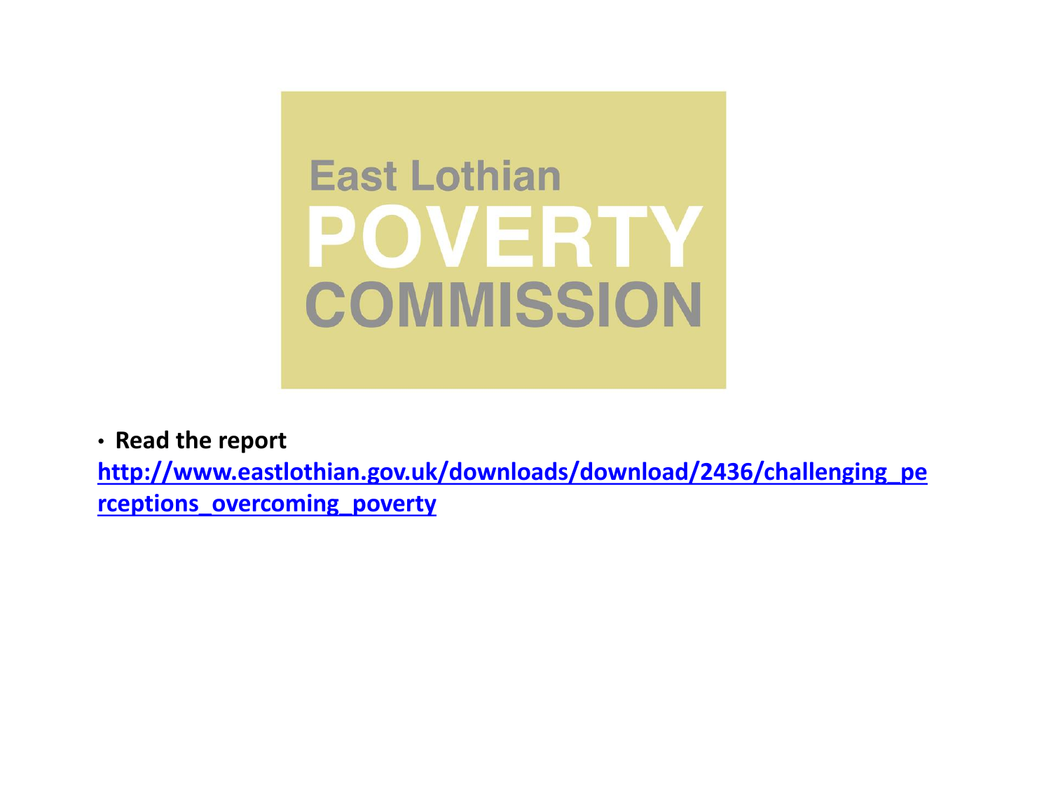East Lothian

POVERTY

COMMISSION

- **Read the report**

**http://www.eastlothian.gov.uk/downloads/download/2436/challenging_perceptions_overcoming_poverty**